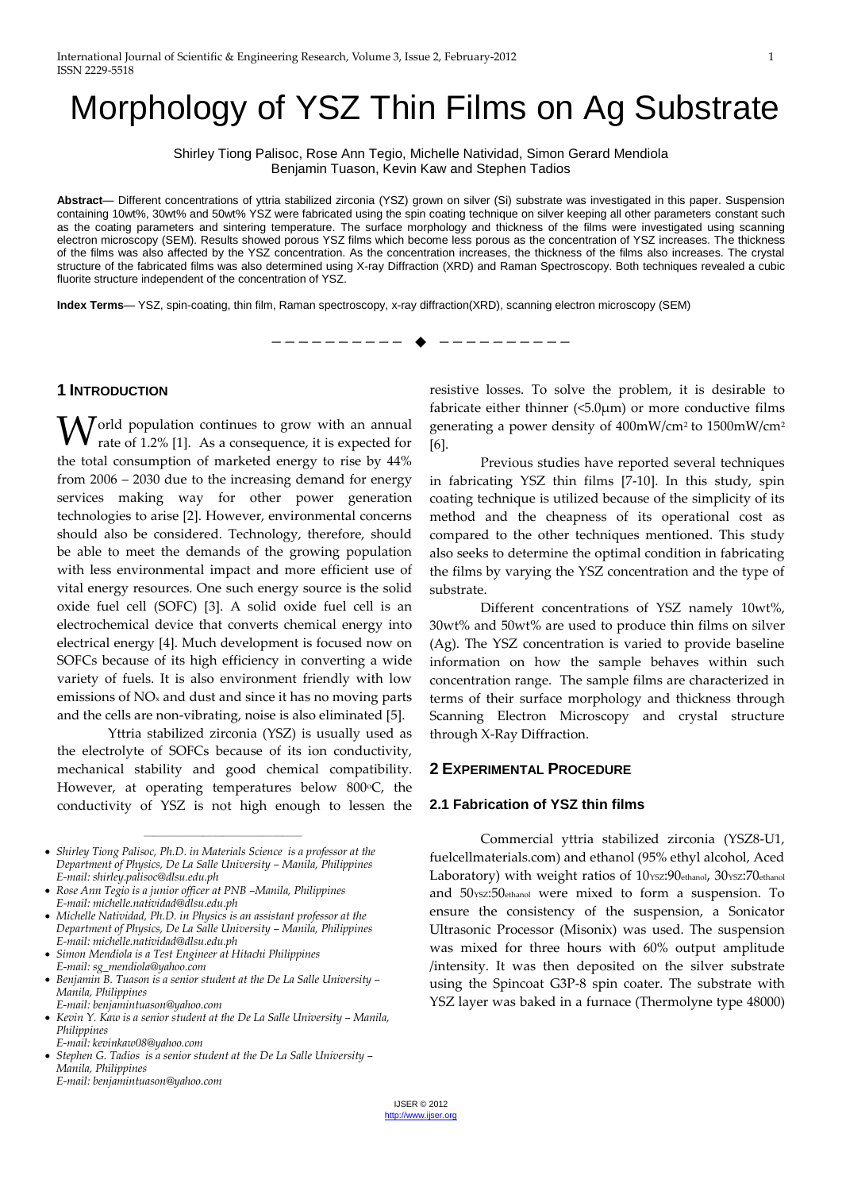# Morphology of YSZ Thin Films on Ag Substrate

Shirley Tiong Palisoc, Rose Ann Tegio, Michelle Natividad, Simon Gerard Mendiola
Benjamin Tuason, Kevin Kaw and Stephen Tadios

**Abstract**— Different concentrations of yttria stabilized zirconia (YSZ) grown on silver (Si) substrate was investigated in this paper. Suspension containing 10wt%, 30wt% and 50wt% YSZ were fabricated using the spin coating technique on silver keeping all other parameters constant such as the coating parameters and sintering temperature. The surface morphology and thickness of the films were investigated using scanning electron microscopy (SEM). Results showed porous YSZ films which become less porous as the concentration of YSZ increases. The thickness of the films was also affected by the YSZ concentration. As the concentration increases, the thickness of the films also increases. The crystal structure of the fabricated films was also determined using X-ray Diffraction (XRD) and Raman Spectroscopy. Both techniques revealed a cubic fluorite structure independent of the concentration of YSZ.

**Index Terms**— YSZ, spin-coating, thin film, Raman spectroscopy, x-ray diffraction(XRD), scanning electron microscopy (SEM)

---

## 1 Introduction

World population continues to grow with an annual rate of 1.2% [1]. As a consequence, it is expected for the total consumption of marketed energy to rise by 44% from 2006 – 2030 due to the increasing demand for energy services making way for other power generation technologies to arise [2]. However, environmental concerns should also be considered. Technology, therefore, should be able to meet the demands of the growing population with less environmental impact and more efficient use of vital energy resources. One such energy source is the solid oxide fuel cell (SOFC) [3]. A solid oxide fuel cell is an electrochemical device that converts chemical energy into electrical energy [4]. Much development is focused now on SOFCs because of its high efficiency in converting a wide variety of fuels. It is also environment friendly with low emissions of $NO_x$ and dust and since it has no moving parts and the cells are non-vibrating, noise is also eliminated [5].

Yttria stabilized zirconia (YSZ) is usually used as the electrolyte of SOFCs because of its ion conductivity, mechanical stability and good chemical compatibility. However, at operating temperatures below 800°C, the conductivity of YSZ is not high enough to lessen the resistive losses. To solve the problem, it is desirable to fabricate either thinner (<5.0μm) or more conductive films generating a power density of 400mW/cm$^2$ to 1500mW/cm$^2$ [6].

Previous studies have reported several techniques in fabricating YSZ thin films [7-10]. In this study, spin coating technique is utilized because of the simplicity of its method and the cheapness of its operational cost as compared to the other techniques mentioned. This study also seeks to determine the optimal condition in fabricating the films by varying the YSZ concentration and the type of substrate.

Different concentrations of YSZ namely 10wt%, 30wt% and 50wt% are used to produce thin films on silver (Ag). The YSZ concentration is varied to provide baseline information on how the sample behaves within such concentration range. The sample films are characterized in terms of their surface morphology and thickness through Scanning Electron Microscopy and crystal structure through X-Ray Diffraction.

## 2 Experimental Procedure

### 2.1 Fabrication of YSZ thin films

Commercial yttria stabilized zirconia (YSZ8-U1, fuelcellmaterials.com) and ethanol (95% ethyl alcohol, Aced Laboratory) with weight ratios of $10_{YSZ}:90_{ethanol}$, $30_{YSZ}:70_{ethanol}$ and $50_{YSZ}:50_{ethanol}$ were mixed to form a suspension. To ensure the consistency of the suspension, a Sonicator Ultrasonic Processor (Misonix) was used. The suspension was mixed for three hours with 60% output amplitude /intensity. It was then deposited on the silver substrate using the Spincoat G3P-8 spin coater. The substrate with YSZ layer was baked in a furnace (Thermolyne type 48000)

---

- *Shirley Tiong Palisoc, Ph.D. in Materials Science is a professor at the Department of Physics, De La Salle University – Manila, Philippines E-mail: shirley.palisoc@dlsu.edu.ph*
- *Rose Ann Tegio is a junior officer at PNB –Manila, Philippines E-mail: michelle.natividad@dlsu.edu.ph*
- *Michelle Natividad, Ph.D. in Physics is an assistant professor at the Department of Physics, De La Salle University – Manila, Philippines E-mail: michelle.natividad@dlsu.edu.ph*
- *Simon Mendiola is a Test Engineer at Hitachi Philippines E-mail: sg_mendiola@yahoo.com*
- *Benjamin B. Tuason is a senior student at the De La Salle University – Manila, Philippines E-mail: benjamintuason@yahoo.com*
- *Kevin Y. Kaw is a senior student at the De La Salle University – Manila, Philippines E-mail: kevinkaw08@yahoo.com*
- *Stephen G. Tadios is a senior student at the De La Salle University – Manila, Philippines E-mail: benjamintuason@yahoo.com*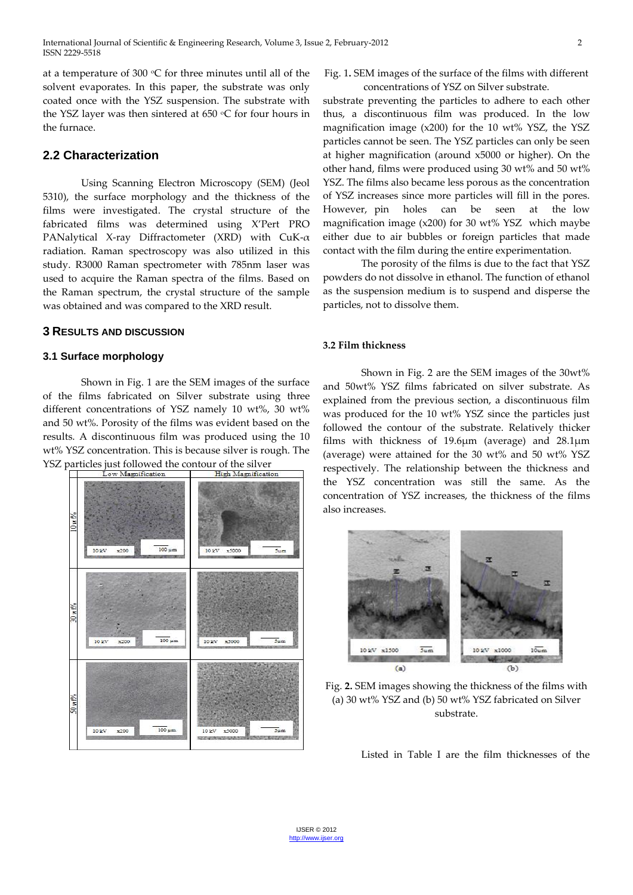at a temperature of 300 °C for three minutes until all of the solvent evaporates. In this paper, the substrate was only coated once with the YSZ suspension. The substrate with the YSZ layer was then sintered at 650 °C for four hours in the furnace.

## 2.2 Characterization

Using Scanning Electron Microscopy (SEM) (Jeol 5310), the surface morphology and the thickness of the films were investigated. The crystal structure of the fabricated films was determined using X'Pert PRO PANalytical X-ray Diffractometer (XRD) with CuK-$\alpha$ radiation. Raman spectroscopy was also utilized in this study. R3000 Raman spectrometer with 785nm laser was used to acquire the Raman spectra of the films. Based on the Raman spectrum, the crystal structure of the sample was obtained and was compared to the XRD result.

## 3 RESULTS AND DISCUSSION

### 3.1 Surface morphology

Shown in Fig. 1 are the SEM images of the surface of the films fabricated on Silver substrate using three different concentrations of YSZ namely 10 wt%, 30 wt% and 50 wt%. Porosity of the films was evident based on the results. A discontinuous film was produced using the 10 wt% YSZ concentration. This is because silver is rough. The YSZ particles just followed the contour of the silver substrate preventing the particles to adhere to each other thus, a discontinuous film was produced. In the low magnification image (x200) for the 10 wt% YSZ, the YSZ particles cannot be seen. The YSZ particles can only be seen at higher magnification (around x5000 or higher). On the other hand, films were produced using 30 wt% and 50 wt% YSZ. The films also became less porous as the concentration of YSZ increases since more particles will fill in the pores. However, pin holes can be seen at the low magnification image (x200) for 30 wt% YSZ which maybe either due to air bubbles or foreign particles that made contact with the film during the entire experimentation.

Fig. 1. SEM images of the surface of the films with different concentrations of YSZ on Silver substrate.

The porosity of the films is due to the fact that YSZ powders do not dissolve in ethanol. The function of ethanol as the suspension medium is to suspend and disperse the particles, not to dissolve them.

### 3.2 Film thickness

Shown in Fig. 2 are the SEM images of the 30wt% and 50wt% YSZ films fabricated on silver substrate. As explained from the previous section, a discontinuous film was produced for the 10 wt% YSZ since the particles just followed the contour of the substrate. Relatively thicker films with thickness of 19.6μm (average) and 28.1μm (average) were attained for the 30 wt% and 50 wt% YSZ respectively. The relationship between the thickness and the YSZ concentration was still the same. As the concentration of YSZ increases, the thickness of the films also increases.

Fig. 2. SEM images showing the thickness of the films with (a) 30 wt% YSZ and (b) 50 wt% YSZ fabricated on Silver substrate.

Listed in Table I are the film thicknesses of the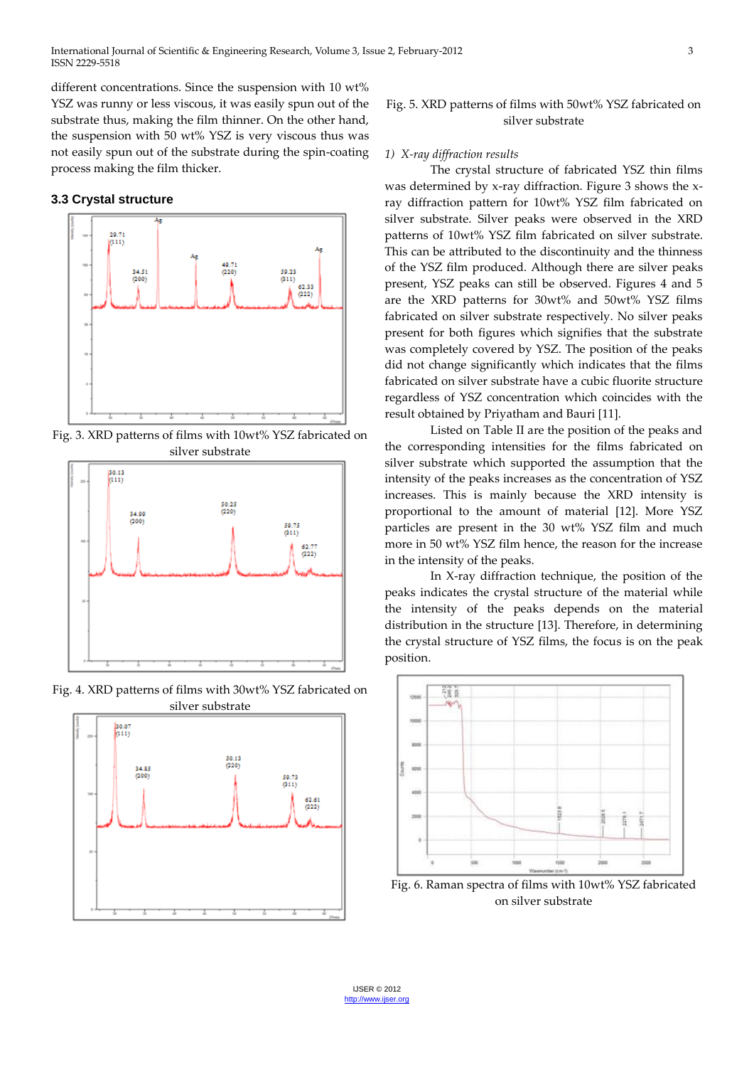different concentrations. Since the suspension with 10 wt% YSZ was runny or less viscous, it was easily spun out of the substrate thus, making the film thinner. On the other hand, the suspension with 50 wt% YSZ is very viscous thus was not easily spun out of the substrate during the spin-coating process making the film thicker.

### 3.3 Crystal structure

Fig. 3. XRD patterns of films with 10wt% YSZ fabricated on silver substrate

Fig. 4. XRD patterns of films with 30wt% YSZ fabricated on silver substrate

Fig. 5. XRD patterns of films with 50wt% YSZ fabricated on silver substrate

#### 1) *X-ray diffraction results*

The crystal structure of fabricated YSZ thin films was determined by x-ray diffraction. Figure 3 shows the x-ray diffraction pattern for 10wt% YSZ film fabricated on silver substrate. Silver peaks were observed in the XRD patterns of 10wt% YSZ film fabricated on silver substrate. This can be attributed to the discontinuity and the thinness of the YSZ film produced. Although there are silver peaks present, YSZ peaks can still be observed. Figures 4 and 5 are the XRD patterns for 30wt% and 50wt% YSZ films fabricated on silver substrate respectively. No silver peaks present for both figures which signifies that the substrate was completely covered by YSZ. The position of the peaks did not change significantly which indicates that the films fabricated on silver substrate have a cubic fluorite structure regardless of YSZ concentration which coincides with the result obtained by Priyatham and Bauri [11].

Listed on Table II are the position of the peaks and the corresponding intensities for the films fabricated on silver substrate which supported the assumption that the intensity of the peaks increases as the concentration of YSZ increases. This is mainly because the XRD intensity is proportional to the amount of material [12]. More YSZ particles are present in the 30 wt% YSZ film and much more in 50 wt% YSZ film hence, the reason for the increase in the intensity of the peaks.

In X-ray diffraction technique, the position of the peaks indicates the crystal structure of the material while the intensity of the peaks depends on the material distribution in the structure [13]. Therefore, in determining the crystal structure of YSZ films, the focus is on the peak position.

Fig. 6. Raman spectra of films with 10wt% YSZ fabricated on silver substrate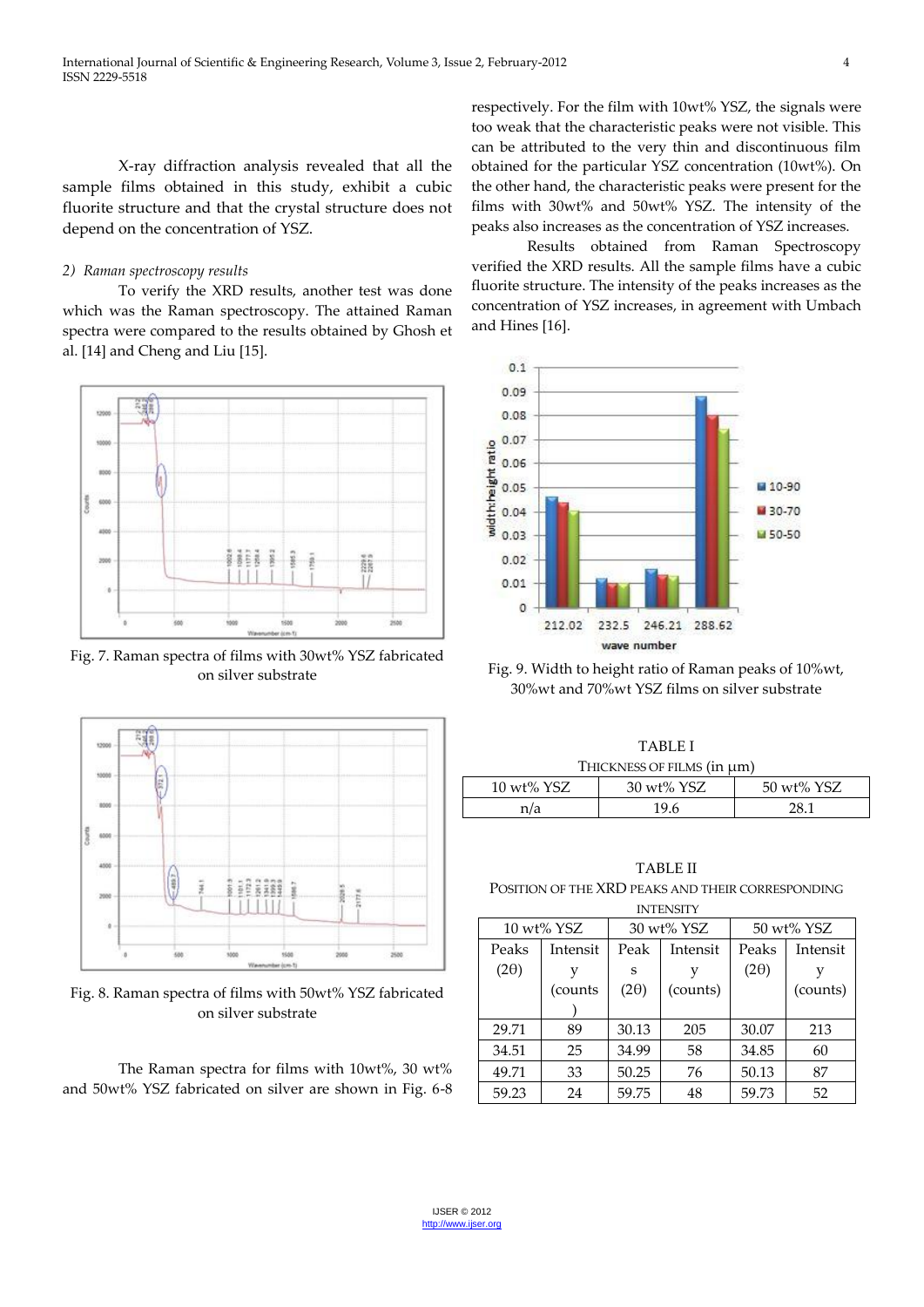X-ray diffraction analysis revealed that all the sample films obtained in this study, exhibit a cubic fluorite structure and that the crystal structure does not depend on the concentration of YSZ.

### 2) *Raman spectroscopy results*

To verify the XRD results, another test was done which was the Raman spectroscopy. The attained Raman spectra were compared to the results obtained by Ghosh et al. [14] and Cheng and Liu [15].

Fig. 7. Raman spectra of films with 30wt% YSZ fabricated on silver substrate

Fig. 8. Raman spectra of films with 50wt% YSZ fabricated on silver substrate

The Raman spectra for films with 10wt%, 30 wt% and 50wt% YSZ fabricated on silver are shown in Fig. 6-8 respectively. For the film with 10wt% YSZ, the signals were too weak that the characteristic peaks were not visible. This can be attributed to the very thin and discontinuous film obtained for the particular YSZ concentration (10wt%). On the other hand, the characteristic peaks were present for the films with 30wt% and 50wt% YSZ. The intensity of the peaks also increases as the concentration of YSZ increases.

Results obtained from Raman Spectroscopy verified the XRD results. All the sample films have a cubic fluorite structure. The intensity of the peaks increases as the concentration of YSZ increases, in agreement with Umbach and Hines [16].

Fig. 9. Width to height ratio of Raman peaks of 10%wt, 30%wt and 70%wt YSZ films on silver substrate

TABLE I
THICKNESS OF FILMS (in μm)

| 10 wt% YSZ | 30 wt% YSZ | 50 wt% YSZ |
|---|---|---|
| n/a | 19.6 | 28.1 |

TABLE II
POSITION OF THE XRD PEAKS AND THEIR CORRESPONDING INTENSITY

| 10 wt% YSZ | | 30 wt% YSZ | | 50 wt% YSZ | |
|---|---|---|---|---|---|
| Peaks (2θ) | Intensity (counts) | Peaks (2θ) | Intensity (counts) | Peaks (2θ) | Intensity (counts) |
| 29.71 | 89 | 30.13 | 205 | 30.07 | 213 |
| 34.51 | 25 | 34.99 | 58 | 34.85 | 60 |
| 49.71 | 33 | 50.25 | 76 | 50.13 | 87 |
| 59.23 | 24 | 59.75 | 48 | 59.73 | 52 |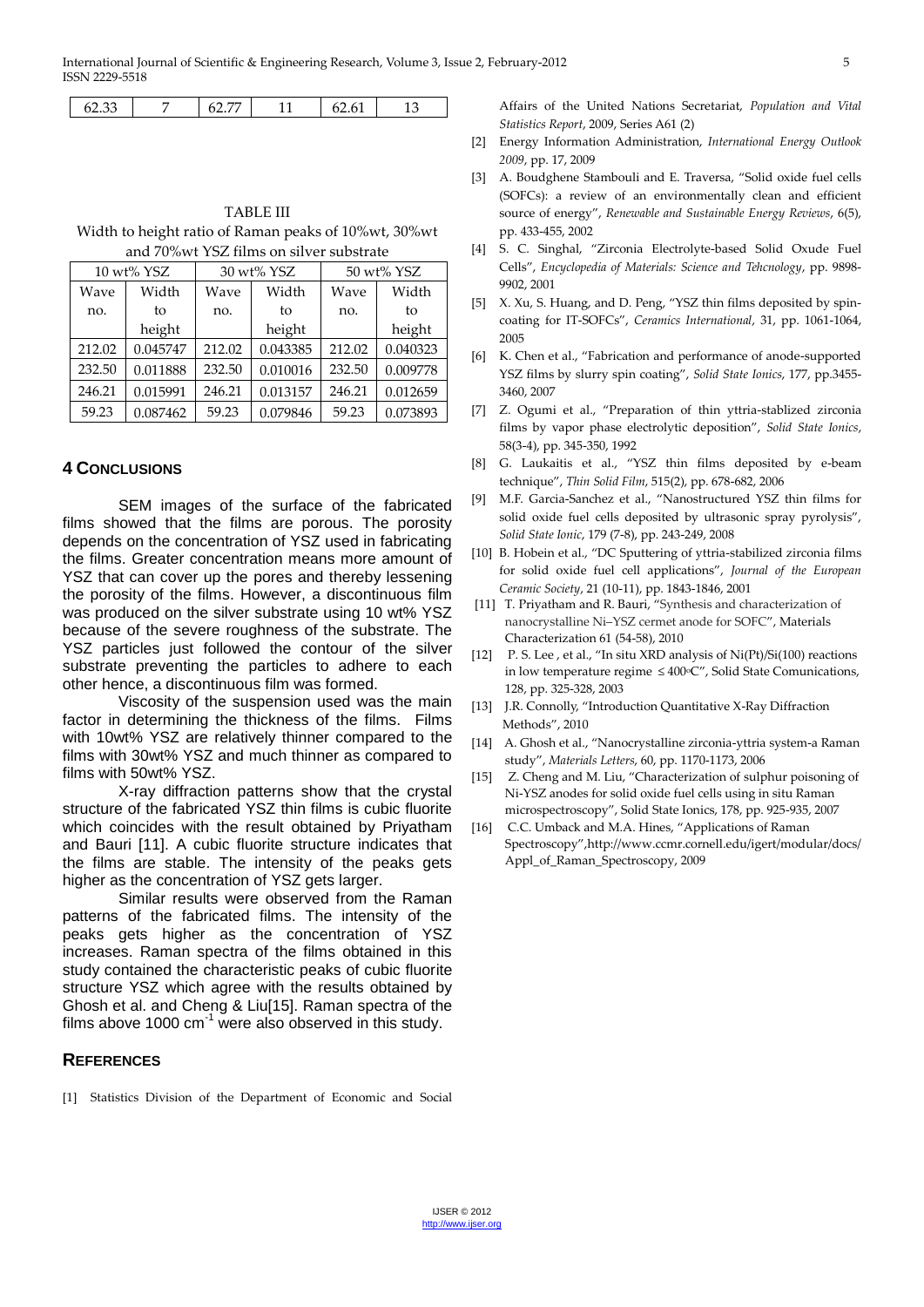| | | | | | |
|---|---|---|---|---|---|
| 62.33 | 7 | 62.77 | 11 | 62.61 | 13 |

TABLE III
Width to height ratio of Raman peaks of 10%wt, 30%wt and 70%wt YSZ films on silver substrate

| 10 wt% YSZ | | 30 wt% YSZ | | 50 wt% YSZ | |
|---|---|---|---|---|---|
| Wave no. | Width to height | Wave no. | Width to height | Wave no. | Width to height |
| 212.02 | 0.045747 | 212.02 | 0.043385 | 212.02 | 0.040323 |
| 232.50 | 0.011888 | 232.50 | 0.010016 | 232.50 | 0.009778 |
| 246.21 | 0.015991 | 246.21 | 0.013157 | 246.21 | 0.012659 |
| 59.23 | 0.087462 | 59.23 | 0.079846 | 59.23 | 0.073893 |

## 4 CONCLUSIONS

SEM images of the surface of the fabricated films showed that the films are porous. The porosity depends on the concentration of YSZ used in fabricating the films. Greater concentration means more amount of YSZ that can cover up the pores and thereby lessening the porosity of the films. However, a discontinuous film was produced on the silver substrate using 10 wt% YSZ because of the severe roughness of the substrate. The YSZ particles just followed the contour of the silver substrate preventing the particles to adhere to each other hence, a discontinuous film was formed.

Viscosity of the suspension used was the main factor in determining the thickness of the films. Films with 10wt% YSZ are relatively thinner compared to the films with 30wt% YSZ and much thinner as compared to films with 50wt% YSZ.

X-ray diffraction patterns show that the crystal structure of the fabricated YSZ thin films is cubic fluorite which coincides with the result obtained by Priyatham and Bauri [11]. A cubic fluorite structure indicates that the films are stable. The intensity of the peaks gets higher as the concentration of YSZ gets larger.

Similar results were observed from the Raman patterns of the fabricated films. The intensity of the peaks gets higher as the concentration of YSZ increases. Raman spectra of the films obtained in this study contained the characteristic peaks of cubic fluorite structure YSZ which agree with the results obtained by Ghosh et al. and Cheng & Liu[15]. Raman spectra of the films above 1000 $cm^{-1}$ were also observed in this study.

## REFERENCES

[1] Statistics Division of the Department of Economic and Social Affairs of the United Nations Secretariat, *Population and Vital Statistics Report*, 2009, Series A61 (2)

[2] Energy Information Administration, *International Energy Outlook 2009*, pp. 17, 2009

[3] A. Boudghene Stambouli and E. Traversa, "Solid oxide fuel cells (SOFCs): a review of an environmentally clean and efficient source of energy", *Renewable and Sustainable Energy Reviews*, 6(5), pp. 433-455, 2002

[4] S. C. Singhal, "Zirconia Electrolyte-based Solid Oxude Fuel Cells", *Encyclopedia of Materials: Science and Tehcnology*, pp. 9898-9902, 2001

[5] X. Xu, S. Huang, and D. Peng, "YSZ thin films deposited by spin-coating for IT-SOFCs", *Ceramics International*, 31, pp. 1061-1064, 2005

[6] K. Chen et al., "Fabrication and performance of anode-supported YSZ films by slurry spin coating", *Solid State Ionics*, 177, pp.3455-3460, 2007

[7] Z. Ogumi et al., "Preparation of thin yttria-stablized zirconia films by vapor phase electrolytic deposition", *Solid State Ionics*, 58(3-4), pp. 345-350, 1992

[8] G. Laukaitis et al., "YSZ thin films deposited by e-beam technique", *Thin Solid Film*, 515(2), pp. 678-682, 2006

[9] M.F. Garcia-Sanchez et al., "Nanostructured YSZ thin films for solid oxide fuel cells deposited by ultrasonic spray pyrolysis", *Solid State Ionic*, 179 (7-8), pp. 243-249, 2008

[10] B. Hobein et al., "DC Sputtering of yttria-stabilized zirconia films for solid oxide fuel cell applications", *Journal of the European Ceramic Society*, 21 (10-11), pp. 1843-1846, 2001

[11] T. Priyatham and R. Bauri, "Synthesis and characterization of nanocrystalline Ni–YSZ cermet anode for SOFC", Materials Characterization 61 (54-58), 2010

[12] P. S. Lee , et al., "In situ XRD analysis of Ni(Pt)/Si(100) reactions in low temperature regime ≤ 400°C", Solid State Comunications, 128, pp. 325-328, 2003

[13] J.R. Connolly, "Introduction Quantitative X-Ray Diffraction Methods", 2010

[14] A. Ghosh et al., "Nanocrystalline zirconia-yttria system-a Raman study", *Materials Letters*, 60, pp. 1170-1173, 2006

[15] Z. Cheng and M. Liu, "Characterization of sulphur poisoning of Ni-YSZ anodes for solid oxide fuel cells using in situ Raman microspectroscopy", Solid State Ionics, 178, pp. 925-935, 2007

[16] C.C. Umback and M.A. Hines, "Applications of Raman Spectroscopy",http://www.ccmr.cornell.edu/igert/modular/docs/Appl_of_Raman_Spectroscopy, 2009